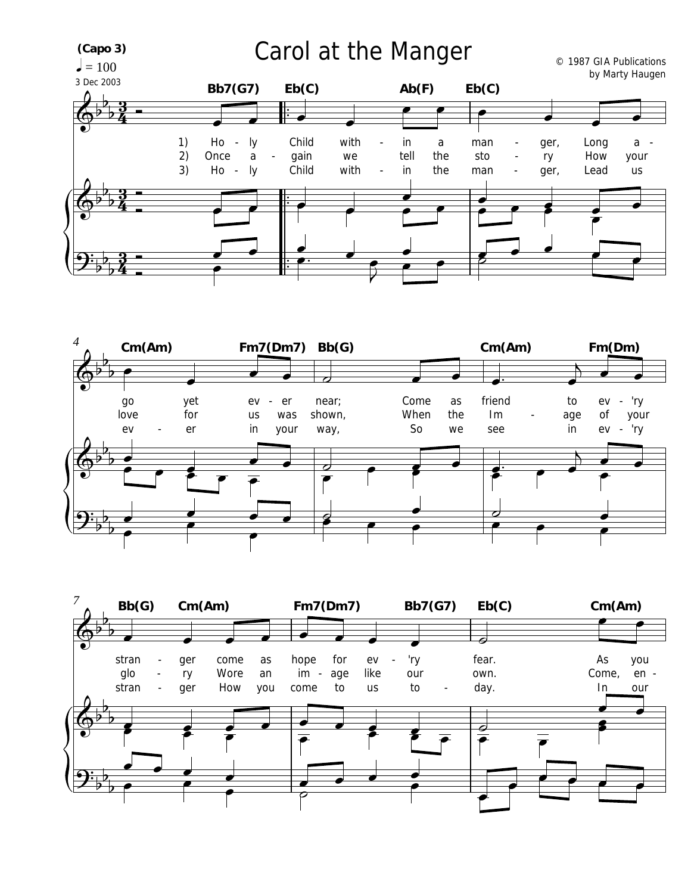# Carol at the Manger

(Capo 3)

♩ = 100

3 Dec 2003

© 1987 GIA Publications
by Marty Haugen

Bb7(G7) Eb(C) Ab(F) Eb(C)

1) Ho - ly Child with - in a man - ger, Long a -
2) Once a - gain we tell the sto - ry How your
3) Ho - ly Child with - in the man - ger, Lead us

Cm(Am) Fm7(Dm7) Bb(G) Cm(Am) Fm(Dm)

go yet ev - er near; Come as friend to ev - 'ry
love for us was shown, When the Im - age of your
ev - er in your way, So we see in ev - 'ry

Bb(G) Cm(Am) Fm7(Dm7) Bb7(G7) Eb(C) Cm(Am)

stran - ger come as hope for ev - 'ry fear. As you
glo - ry Wore an im - age like our own. Come, en -
stran - ger How you come to us to - day. In our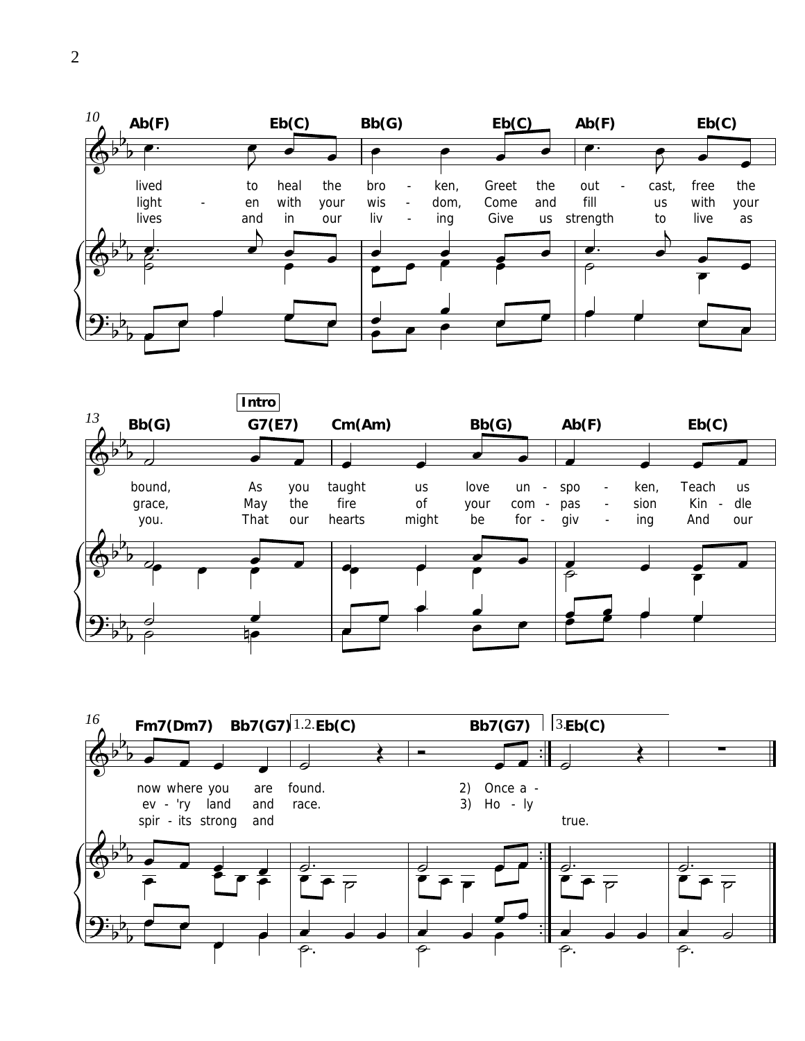10

Ab(F) Eb(C) Bb(G) Eb(C) Ab(F) Eb(C)

lived to heal the bro - ken, Greet the out - cast, free the
light - en with your wis - dom, Come and fill us with your
lives and in our liv - ing Give us strength to live as

13

Intro

Bb(G) G7(E7) Cm(Am) Bb(G) Ab(F) Eb(C)

bound, As you taught us love un - spo - ken, Teach us
grace, May the fire of your com - pas - sion Kin - dle
you. That our hearts might be for - giv - ing And our

16

Fm7(Dm7) Bb7(G7) 1.2. Eb(C) Bb7(G7) 3. Eb(C)

now where you are found. 2) Once a -
ev - 'ry land and race. 3) Ho - ly
spir - its strong and true.